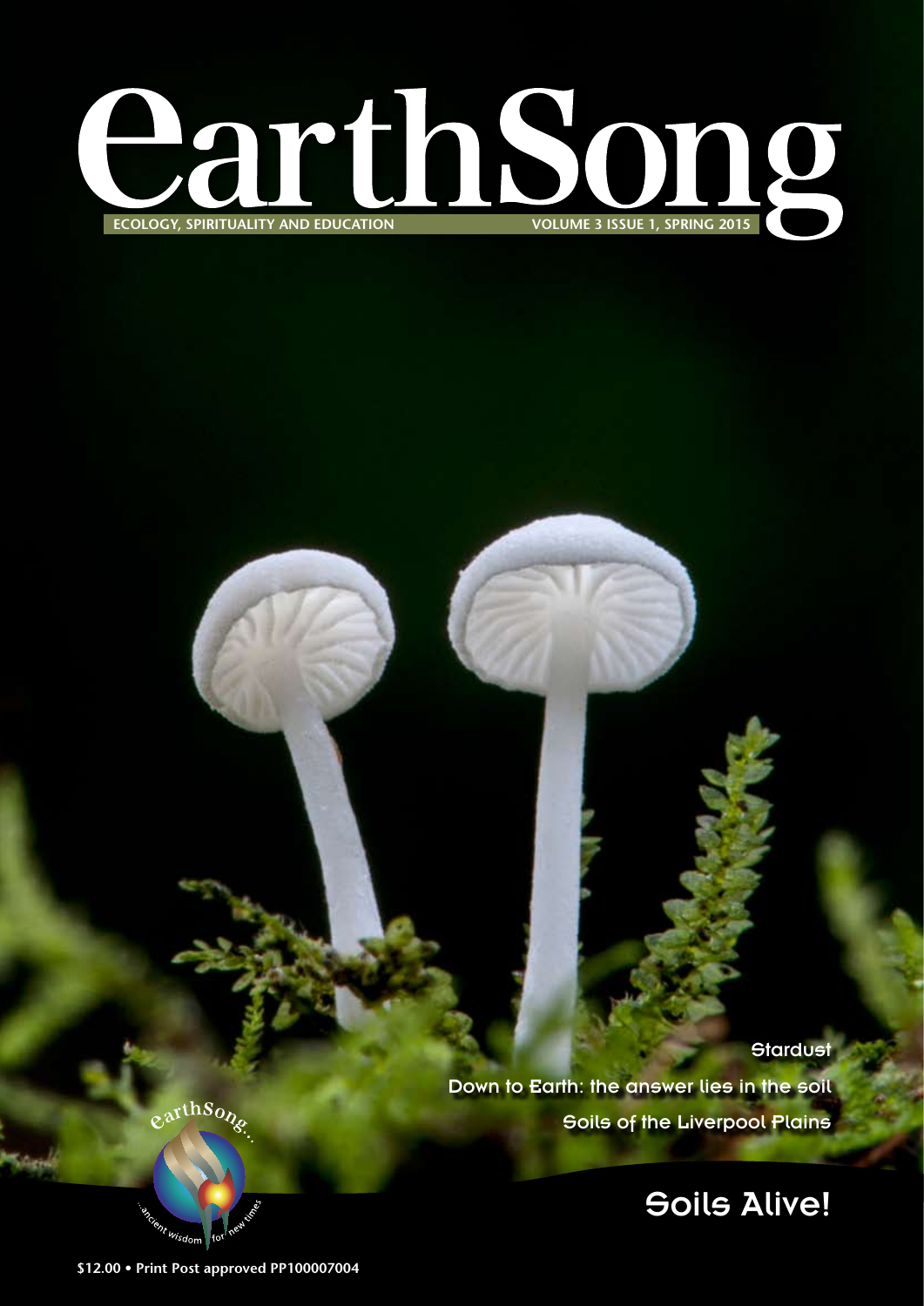# earthSong

ECOLOGY, SPIRITUALITY AND EDUCATION

VOLUME 3 ISSUE 1, SPRING 2015

Stardust

Down to Earth: the answer lies in the soil

Soils of the Liverpool Plains

## Soils Alive!

earthSong... ...ancient wisdom for new times

$12.00 • Print Post approved PP100007004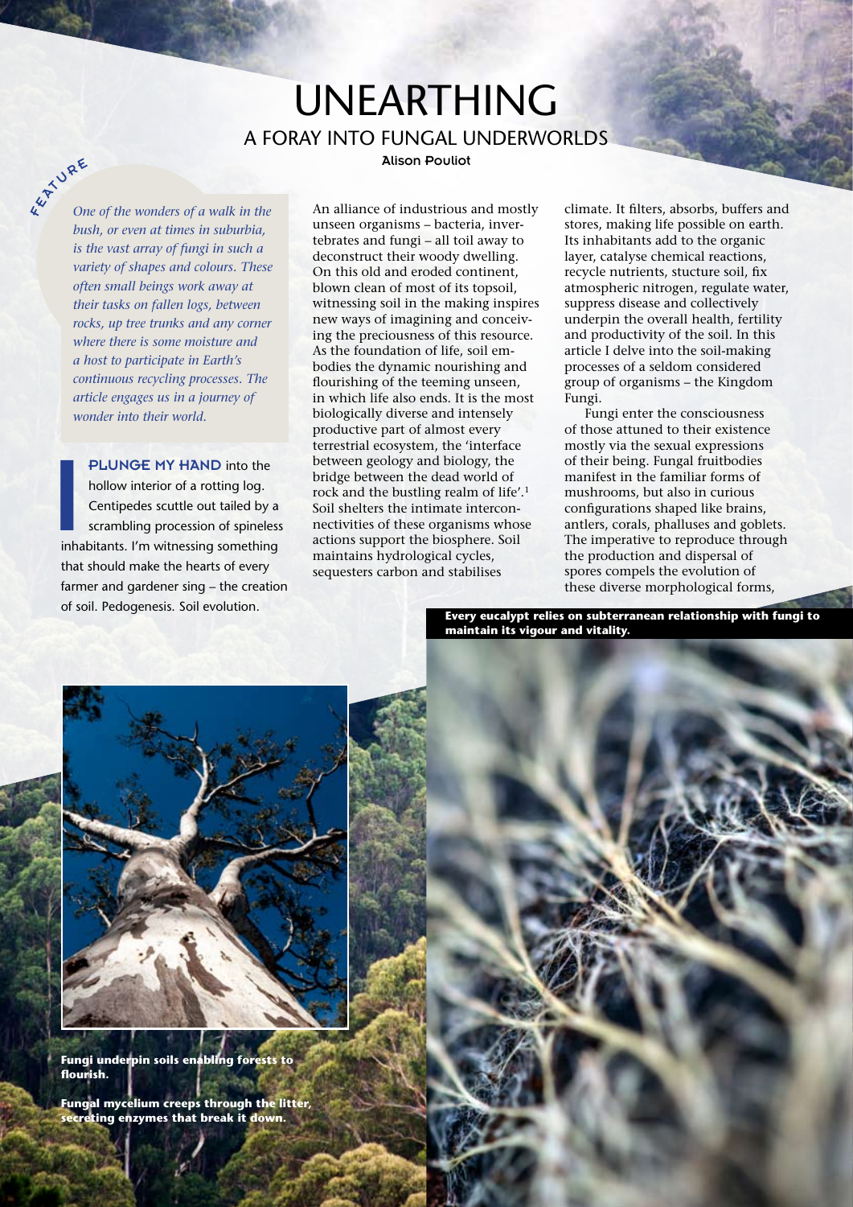FEATURE

# UNEARTHING

## A FORAY INTO FUNGAL UNDERWORLDS

**Alison Pouliot**

*One of the wonders of a walk in the bush, or even at times in suburbia, is the vast array of fungi in such a variety of shapes and colours. These often small beings work away at their tasks on fallen logs, between rocks, up tree trunks and any corner where there is some moisture and a host to participate in Earth's continuous recycling processes. The article engages us in a journey of wonder into their world.*

**I PLUNGE MY HAND** into the hollow interior of a rotting log. Centipedes scuttle out tailed by a scrambling procession of spineless inhabitants. I'm witnessing something that should make the hearts of every farmer and gardener sing – the creation of soil. Pedogenesis. Soil evolution.

An alliance of industrious and mostly unseen organisms – bacteria, invertebrates and fungi – all toil away to deconstruct their woody dwelling. On this old and eroded continent, blown clean of most of its topsoil, witnessing soil in the making inspires new ways of imagining and conceiving the preciousness of this resource. As the foundation of life, soil embodies the dynamic nourishing and flourishing of the teeming unseen, in which life also ends. It is the most biologically diverse and intensely productive part of almost every terrestrial ecosystem, the 'interface between geology and biology, the bridge between the dead world of rock and the bustling realm of life'.[1] Soil shelters the intimate interconnectivities of these organisms whose actions support the biosphere. Soil maintains hydrological cycles, sequesters carbon and stabilises climate. It filters, absorbs, buffers and stores, making life possible on earth. Its inhabitants add to the organic layer, catalyse chemical reactions, recycle nutrients, stucture soil, fix atmospheric nitrogen, regulate water, suppress disease and collectively underpin the overall health, fertility and productivity of the soil. In this article I delve into the soil-making processes of a seldom considered group of organisms – the Kingdom Fungi.

Fungi enter the consciousness of those attuned to their existence mostly via the sexual expressions of their being. Fungal fruitbodies manifest in the familiar forms of mushrooms, but also in curious configurations shaped like brains, antlers, corals, phalluses and goblets. The imperative to reproduce through the production and dispersal of spores compels the evolution of these diverse morphological forms,

**Every eucalypt relies on subterranean relationship with fungi to maintain its vigour and vitality.**

**Fungi underpin soils enabling forests to flourish.**

**Fungal mycelium creeps through the litter, secreting enzymes that break it down.**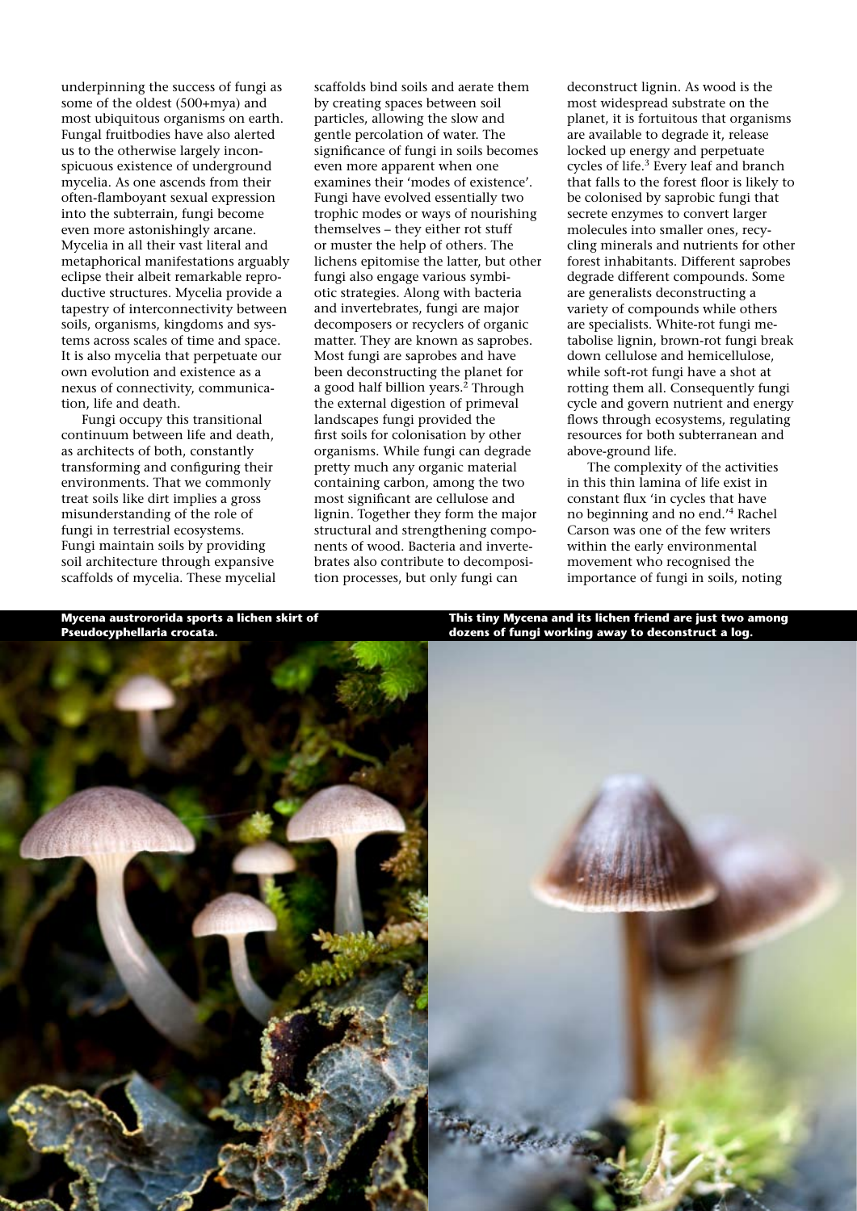underpinning the success of fungi as some of the oldest (500+mya) and most ubiquitous organisms on earth. Fungal fruitbodies have also alerted us to the otherwise largely inconspicuous existence of underground mycelia. As one ascends from their often-flamboyant sexual expression into the subterrain, fungi become even more astonishingly arcane. Mycelia in all their vast literal and metaphorical manifestations arguably eclipse their albeit remarkable reproductive structures. Mycelia provide a tapestry of interconnectivity between soils, organisms, kingdoms and systems across scales of time and space. It is also mycelia that perpetuate our own evolution and existence as a nexus of connectivity, communication, life and death.

Fungi occupy this transitional continuum between life and death, as architects of both, constantly transforming and configuring their environments. That we commonly treat soils like dirt implies a gross misunderstanding of the role of fungi in terrestrial ecosystems. Fungi maintain soils by providing soil architecture through expansive scaffolds of mycelia. These mycelial scaffolds bind soils and aerate them by creating spaces between soil particles, allowing the slow and gentle percolation of water. The significance of fungi in soils becomes even more apparent when one examines their 'modes of existence'. Fungi have evolved essentially two trophic modes or ways of nourishing themselves – they either rot stuff or muster the help of others. The lichens epitomise the latter, but other fungi also engage various symbiotic strategies. Along with bacteria and invertebrates, fungi are major decomposers or recyclers of organic matter. They are known as saprobes. Most fungi are saprobes and have been deconstructing the planet for a good half billion years.[2] Through the external digestion of primeval landscapes fungi provided the first soils for colonisation by other organisms. While fungi can degrade pretty much any organic material containing carbon, among the two most significant are cellulose and lignin. Together they form the major structural and strengthening components of wood. Bacteria and invertebrates also contribute to decomposition processes, but only fungi can deconstruct lignin. As wood is the most widespread substrate on the planet, it is fortuitous that organisms are available to degrade it, release locked up energy and perpetuate cycles of life.[3] Every leaf and branch that falls to the forest floor is likely to be colonised by saprobic fungi that secrete enzymes to convert larger molecules into smaller ones, recycling minerals and nutrients for other forest inhabitants. Different saprobes degrade different compounds. Some are generalists deconstructing a variety of compounds while others are specialists. White-rot fungi metabolise lignin, brown-rot fungi break down cellulose and hemicellulose, while soft-rot fungi have a shot at rotting them all. Consequently fungi cycle and govern nutrient and energy flows through ecosystems, regulating resources for both subterranean and above-ground life.

The complexity of the activities in this thin lamina of life exist in constant flux 'in cycles that have no beginning and no end.'[4] Rachel Carson was one of the few writers within the early environmental movement who recognised the importance of fungi in soils, noting

**Mycena austrororida sports a lichen skirt of Pseudocyphellaria crocata.**

**This tiny Mycena and its lichen friend are just two among dozens of fungi working away to deconstruct a log.**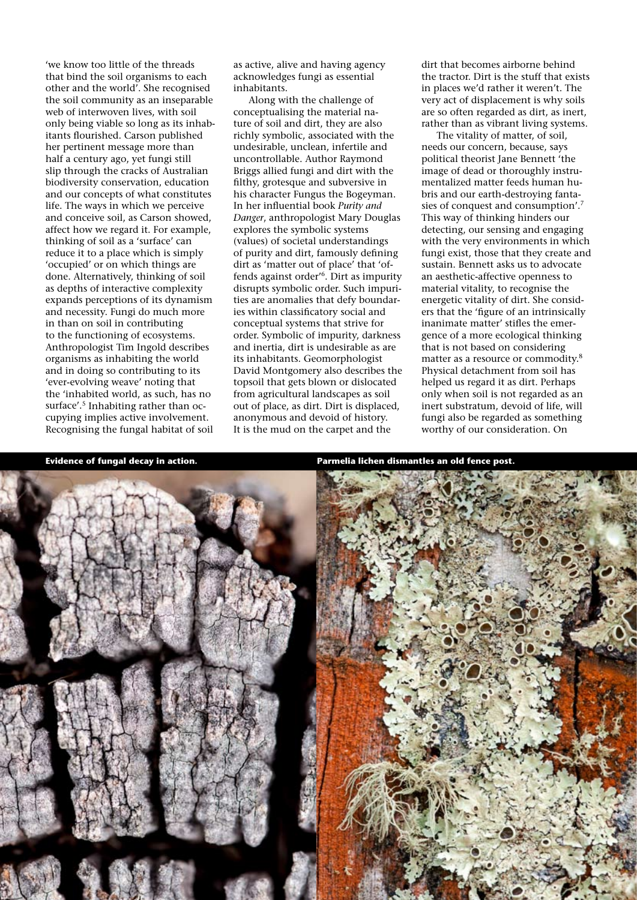'we know too little of the threads that bind the soil organisms to each other and the world'. She recognised the soil community as an inseparable web of interwoven lives, with soil only being viable so long as its inhabitants flourished. Carson published her pertinent message more than half a century ago, yet fungi still slip through the cracks of Australian biodiversity conservation, education and our concepts of what constitutes life. The ways in which we perceive and conceive soil, as Carson showed, affect how we regard it. For example, thinking of soil as a 'surface' can reduce it to a place which is simply 'occupied' or on which things are done. Alternatively, thinking of soil as depths of interactive complexity expands perceptions of its dynamism and necessity. Fungi do much more in than on soil in contributing to the functioning of ecosystems. Anthropologist Tim Ingold describes organisms as inhabiting the world and in doing so contributing to its 'ever-evolving weave' noting that the 'inhabited world, as such, has no surface'.[5] Inhabiting rather than occupying implies active involvement. Recognising the fungal habitat of soil as active, alive and having agency acknowledges fungi as essential inhabitants.

Along with the challenge of conceptualising the material nature of soil and dirt, they are also richly symbolic, associated with the undesirable, unclean, infertile and uncontrollable. Author Raymond Briggs allied fungi and dirt with the filthy, grotesque and subversive in his character Fungus the Bogeyman. In her influential book *Purity and Danger*, anthropologist Mary Douglas explores the symbolic systems (values) of societal understandings of purity and dirt, famously defining dirt as 'matter out of place' that 'offends against order'[6]. Dirt as impurity disrupts symbolic order. Such impurities are anomalies that defy boundaries within classificatory social and conceptual systems that strive for order. Symbolic of impurity, darkness and inertia, dirt is undesirable as are its inhabitants. Geomorphologist David Montgomery also describes the topsoil that gets blown or dislocated from agricultural landscapes as soil out of place, as dirt. Dirt is displaced, anonymous and devoid of history. It is the mud on the carpet and the dirt that becomes airborne behind the tractor. Dirt is the stuff that exists in places we'd rather it weren't. The very act of displacement is why soils are so often regarded as dirt, as inert, rather than as vibrant living systems.

The vitality of matter, of soil, needs our concern, because, says political theorist Jane Bennett 'the image of dead or thoroughly instrumentalized matter feeds human hubris and our earth-destroying fantasies of conquest and consumption'.[7] This way of thinking hinders our detecting, our sensing and engaging with the very environments in which fungi exist, those that they create and sustain. Bennett asks us to advocate an aesthetic-affective openness to material vitality, to recognise the energetic vitality of dirt. She considers that the 'figure of an intrinsically inanimate matter' stifles the emergence of a more ecological thinking that is not based on considering matter as a resource or commodity.[8] Physical detachment from soil has helped us regard it as dirt. Perhaps only when soil is not regarded as an inert substratum, devoid of life, will fungi also be regarded as something worthy of our consideration. On

**Evidence of fungal decay in action.**

**Parmelia lichen dismantles an old fence post.**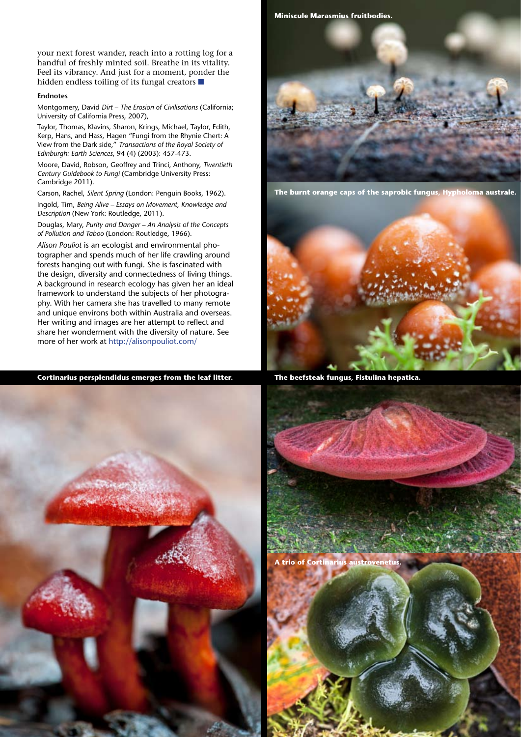your next forest wander, reach into a rotting log for a handful of freshly minted soil. Breathe in its vitality. Feel its vibrancy. And just for a moment, ponder the hidden endless toiling of its fungal creators ■

#### Endnotes

Montgomery, David *Dirt – The Erosion of Civilisations* (California; University of California Press, 2007),

Taylor, Thomas, Klavins, Sharon, Krings, Michael, Taylor, Edith, Kerp, Hans, and Hass, Hagen "Fungi from the Rhynie Chert: A View from the Dark side," *Transactions of the Royal Society of Edinburgh: Earth Sciences*, 94 (4) (2003): 457-473.

Moore, David, Robson, Geoffrey and Trinci, Anthony, *Twentieth Century Guidebook to Fungi* (Cambridge University Press: Cambridge 2011).

Carson, Rachel, *Silent Spring* (London: Penguin Books, 1962).

Ingold, Tim, *Being Alive – Essays on Movement, Knowledge and Description* (New York: Routledge, 2011).

Douglas, Mary, *Purity and Danger – An Analysis of the Concepts of Pollution and Taboo* (London: Routledge, 1966).

*Alison Pouliot* is an ecologist and environmental photographer and spends much of her life crawling around forests hanging out with fungi. She is fascinated with the design, diversity and connectedness of living things. A background in research ecology has given her an ideal framework to understand the subjects of her photography. With her camera she has travelled to many remote and unique environs both within Australia and overseas. Her writing and images are her attempt to reflect and share her wonderment with the diversity of nature. See more of her work at http://alisonpouliot.com/

**Miniscule Marasmius fruitbodies.**

**The burnt orange caps of the saprobic fungus, Hypholoma australe.**

**Cortinarius persplendidus emerges from the leaf litter.**

**The beefsteak fungus, Fistulina hepatica.**

**A trio of Cortinarius austrovenetus.**